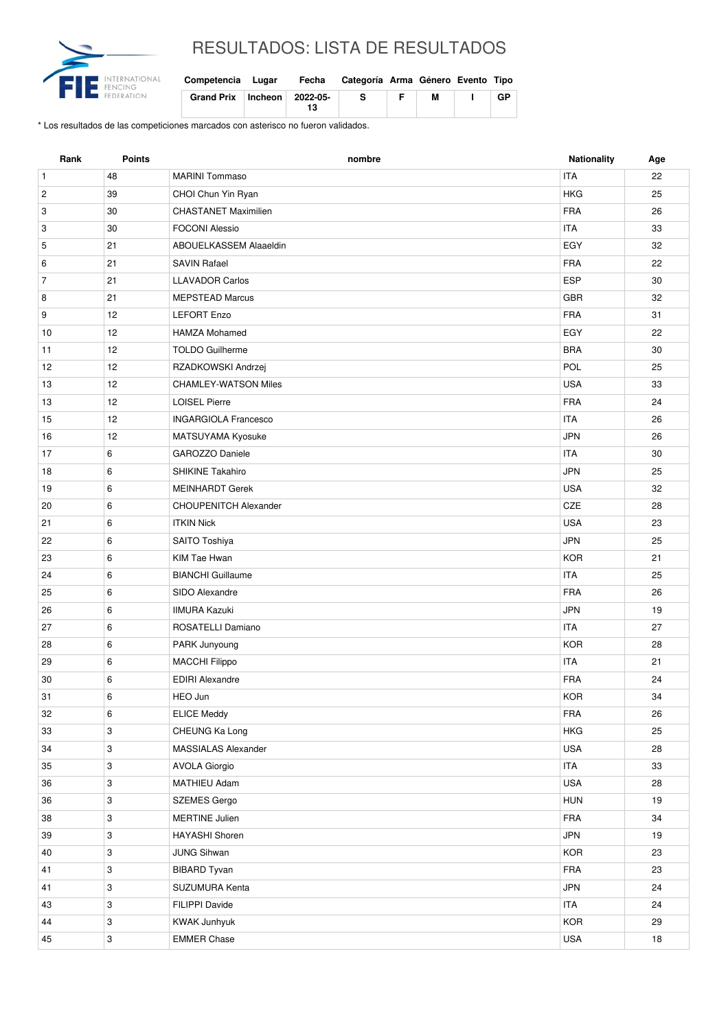# RESULTADOS: LISTA DE RESULTADOS

| Competencia | Lugar | Fecha | Categoría | Arma | Género | Evento | Tipo |
|---|---|---|---|---|---|---|---|
| Grand Prix | Incheon | 2022-05-13 | S | F | M | I | GP |

\* Los resultados de las competiciones marcados con asterisco no fueron validados.

| Rank | Points | nombre | Nationality | Age |
|---|---|---|---|---|
| 1 | 48 | MARINI Tommaso | ITA | 22 |
| 2 | 39 | CHOI Chun Yin Ryan | HKG | 25 |
| 3 | 30 | CHASTANET Maximilien | FRA | 26 |
| 3 | 30 | FOCONI Alessio | ITA | 33 |
| 5 | 21 | ABOUELKASSEM Alaaeldin | EGY | 32 |
| 6 | 21 | SAVIN Rafael | FRA | 22 |
| 7 | 21 | LLAVADOR Carlos | ESP | 30 |
| 8 | 21 | MEPSTEAD Marcus | GBR | 32 |
| 9 | 12 | LEFORT Enzo | FRA | 31 |
| 10 | 12 | HAMZA Mohamed | EGY | 22 |
| 11 | 12 | TOLDO Guilherme | BRA | 30 |
| 12 | 12 | RZADKOWSKI Andrzej | POL | 25 |
| 13 | 12 | CHAMLEY-WATSON Miles | USA | 33 |
| 13 | 12 | LOISEL Pierre | FRA | 24 |
| 15 | 12 | INGARGIOLA Francesco | ITA | 26 |
| 16 | 12 | MATSUYAMA Kyosuke | JPN | 26 |
| 17 | 6 | GAROZZO Daniele | ITA | 30 |
| 18 | 6 | SHIKINE Takahiro | JPN | 25 |
| 19 | 6 | MEINHARDT Gerek | USA | 32 |
| 20 | 6 | CHOUPENITCH Alexander | CZE | 28 |
| 21 | 6 | ITKIN Nick | USA | 23 |
| 22 | 6 | SAITO Toshiya | JPN | 25 |
| 23 | 6 | KIM Tae Hwan | KOR | 21 |
| 24 | 6 | BIANCHI Guillaume | ITA | 25 |
| 25 | 6 | SIDO Alexandre | FRA | 26 |
| 26 | 6 | IIMURA Kazuki | JPN | 19 |
| 27 | 6 | ROSATELLI Damiano | ITA | 27 |
| 28 | 6 | PARK Junyoung | KOR | 28 |
| 29 | 6 | MACCHI Filippo | ITA | 21 |
| 30 | 6 | EDIRI Alexandre | FRA | 24 |
| 31 | 6 | HEO Jun | KOR | 34 |
| 32 | 6 | ELICE Meddy | FRA | 26 |
| 33 | 3 | CHEUNG Ka Long | HKG | 25 |
| 34 | 3 | MASSIALAS Alexander | USA | 28 |
| 35 | 3 | AVOLA Giorgio | ITA | 33 |
| 36 | 3 | MATHIEU Adam | USA | 28 |
| 36 | 3 | SZEMES Gergo | HUN | 19 |
| 38 | 3 | MERTINE Julien | FRA | 34 |
| 39 | 3 | HAYASHI Shoren | JPN | 19 |
| 40 | 3 | JUNG Sihwan | KOR | 23 |
| 41 | 3 | BIBARD Tyvan | FRA | 23 |
| 41 | 3 | SUZUMURA Kenta | JPN | 24 |
| 43 | 3 | FILIPPI Davide | ITA | 24 |
| 44 | 3 | KWAK Junhyuk | KOR | 29 |
| 45 | 3 | EMMER Chase | USA | 18 |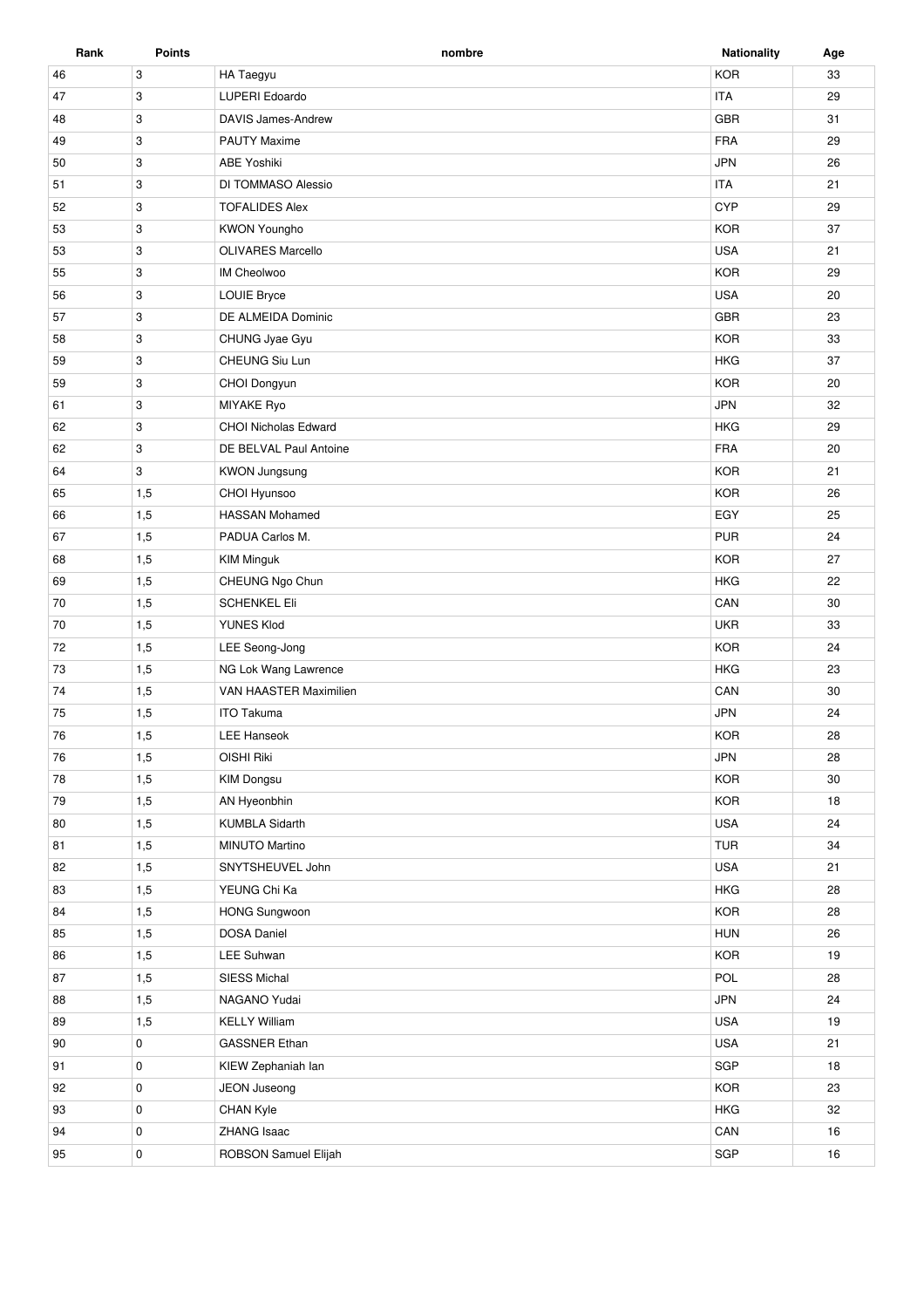| Rank | Points | nombre | Nationality | Age |
|---|---|---|---|---|
| 46 | 3 | HA Taegyu | KOR | 33 |
| 47 | 3 | LUPERI Edoardo | ITA | 29 |
| 48 | 3 | DAVIS James-Andrew | GBR | 31 |
| 49 | 3 | PAUTY Maxime | FRA | 29 |
| 50 | 3 | ABE Yoshiki | JPN | 26 |
| 51 | 3 | DI TOMMASO Alessio | ITA | 21 |
| 52 | 3 | TOFALIDES Alex | CYP | 29 |
| 53 | 3 | KWON Youngho | KOR | 37 |
| 53 | 3 | OLIVARES Marcello | USA | 21 |
| 55 | 3 | IM Cheolwoo | KOR | 29 |
| 56 | 3 | LOUIE Bryce | USA | 20 |
| 57 | 3 | DE ALMEIDA Dominic | GBR | 23 |
| 58 | 3 | CHUNG Jyae Gyu | KOR | 33 |
| 59 | 3 | CHEUNG Siu Lun | HKG | 37 |
| 59 | 3 | CHOI Dongyun | KOR | 20 |
| 61 | 3 | MIYAKE Ryo | JPN | 32 |
| 62 | 3 | CHOI Nicholas Edward | HKG | 29 |
| 62 | 3 | DE BELVAL Paul Antoine | FRA | 20 |
| 64 | 3 | KWON Jungsung | KOR | 21 |
| 65 | 1,5 | CHOI Hyunsoo | KOR | 26 |
| 66 | 1,5 | HASSAN Mohamed | EGY | 25 |
| 67 | 1,5 | PADUA Carlos M. | PUR | 24 |
| 68 | 1,5 | KIM Minguk | KOR | 27 |
| 69 | 1,5 | CHEUNG Ngo Chun | HKG | 22 |
| 70 | 1,5 | SCHENKEL Eli | CAN | 30 |
| 70 | 1,5 | YUNES Klod | UKR | 33 |
| 72 | 1,5 | LEE Seong-Jong | KOR | 24 |
| 73 | 1,5 | NG Lok Wang Lawrence | HKG | 23 |
| 74 | 1,5 | VAN HAASTER Maximilien | CAN | 30 |
| 75 | 1,5 | ITO Takuma | JPN | 24 |
| 76 | 1,5 | LEE Hanseok | KOR | 28 |
| 76 | 1,5 | OISHI Riki | JPN | 28 |
| 78 | 1,5 | KIM Dongsu | KOR | 30 |
| 79 | 1,5 | AN Hyeonbhin | KOR | 18 |
| 80 | 1,5 | KUMBLA Sidarth | USA | 24 |
| 81 | 1,5 | MINUTO Martino | TUR | 34 |
| 82 | 1,5 | SNYTSHEUVEL John | USA | 21 |
| 83 | 1,5 | YEUNG Chi Ka | HKG | 28 |
| 84 | 1,5 | HONG Sungwoon | KOR | 28 |
| 85 | 1,5 | DOSA Daniel | HUN | 26 |
| 86 | 1,5 | LEE Suhwan | KOR | 19 |
| 87 | 1,5 | SIESS Michal | POL | 28 |
| 88 | 1,5 | NAGANO Yudai | JPN | 24 |
| 89 | 1,5 | KELLY William | USA | 19 |
| 90 | 0 | GASSNER Ethan | USA | 21 |
| 91 | 0 | KIEW Zephaniah Ian | SGP | 18 |
| 92 | 0 | JEON Juseong | KOR | 23 |
| 93 | 0 | CHAN Kyle | HKG | 32 |
| 94 | 0 | ZHANG Isaac | CAN | 16 |
| 95 | 0 | ROBSON Samuel Elijah | SGP | 16 |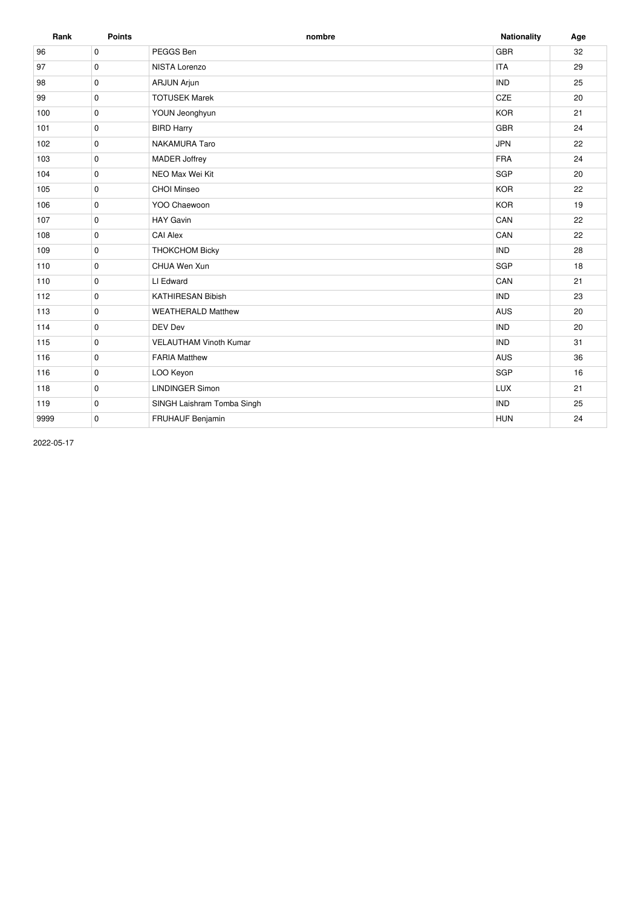| Rank | Points | nombre | Nationality | Age |
|---|---|---|---|---|
| 96 | 0 | PEGGS Ben | GBR | 32 |
| 97 | 0 | NISTA Lorenzo | ITA | 29 |
| 98 | 0 | ARJUN Arjun | IND | 25 |
| 99 | 0 | TOTUSEK Marek | CZE | 20 |
| 100 | 0 | YOUN Jeonghyun | KOR | 21 |
| 101 | 0 | BIRD Harry | GBR | 24 |
| 102 | 0 | NAKAMURA Taro | JPN | 22 |
| 103 | 0 | MADER Joffrey | FRA | 24 |
| 104 | 0 | NEO Max Wei Kit | SGP | 20 |
| 105 | 0 | CHOI Minseo | KOR | 22 |
| 106 | 0 | YOO Chaewoon | KOR | 19 |
| 107 | 0 | HAY Gavin | CAN | 22 |
| 108 | 0 | CAI Alex | CAN | 22 |
| 109 | 0 | THOKCHOM Bicky | IND | 28 |
| 110 | 0 | CHUA Wen Xun | SGP | 18 |
| 110 | 0 | LI Edward | CAN | 21 |
| 112 | 0 | KATHIRESAN Bibish | IND | 23 |
| 113 | 0 | WEATHERALD Matthew | AUS | 20 |
| 114 | 0 | DEV Dev | IND | 20 |
| 115 | 0 | VELAUTHAM Vinoth Kumar | IND | 31 |
| 116 | 0 | FARIA Matthew | AUS | 36 |
| 116 | 0 | LOO Keyon | SGP | 16 |
| 118 | 0 | LINDINGER Simon | LUX | 21 |
| 119 | 0 | SINGH Laishram Tomba Singh | IND | 25 |
| 9999 | 0 | FRUHAUF Benjamin | HUN | 24 |

2022-05-17